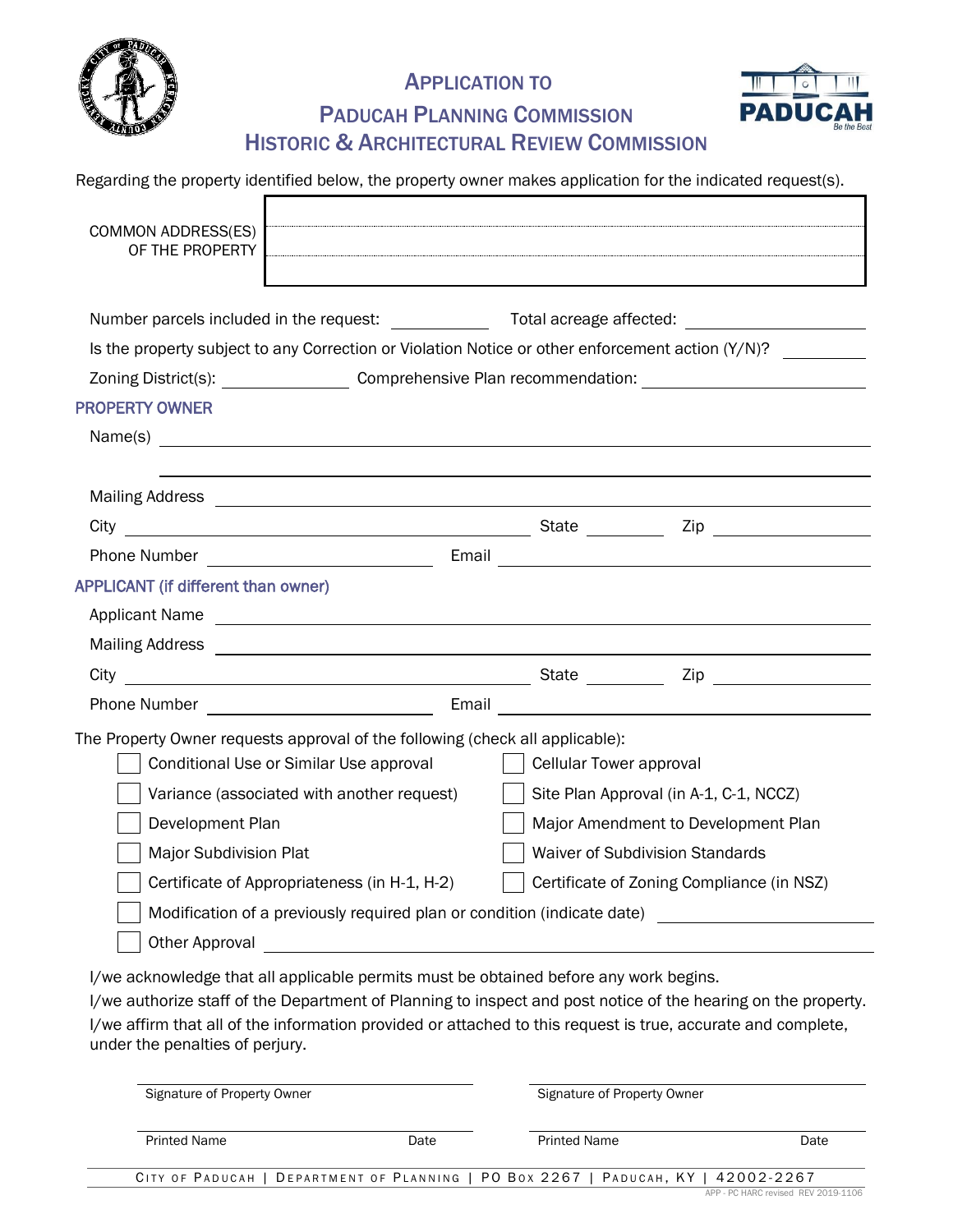# APPLICATION TO
# PADUCAH PLANNING COMMISSION
# HISTORIC & ARCHITECTURAL REVIEW COMMISSION

Regarding the property identified below, the property owner makes application for the indicated request(s).

COMMON ADDRESS(ES) OF THE PROPERTY

Number parcels included in the request: ____________ Total acreage affected: ____________

Is the property subject to any Correction or Violation Notice or other enforcement action (Y/N)? ____________

Zoning District(s): ____________ Comprehensive Plan recommendation: ____________

## PROPERTY OWNER

Name(s) ____________

Mailing Address ____________

City ____________ State ____________ Zip ____________

Phone Number ____________ Email ____________

## APPLICANT (if different than owner)

Applicant Name ____________

Mailing Address ____________

City ____________ State ____________ Zip ____________

Phone Number ____________ Email ____________

The Property Owner requests approval of the following (check all applicable):

- ☐ Conditional Use or Similar Use approval
- ☐ Cellular Tower approval
- ☐ Variance (associated with another request)
- ☐ Site Plan Approval (in A-1, C-1, NCCZ)
- ☐ Development Plan
- ☐ Major Amendment to Development Plan
- ☐ Major Subdivision Plat
- ☐ Waiver of Subdivision Standards
- ☐ Certificate of Appropriateness (in H-1, H-2)
- ☐ Certificate of Zoning Compliance (in NSZ)
- ☐ Modification of a previously required plan or condition (indicate date) ____________
- ☐ Other Approval ____________

I/we acknowledge that all applicable permits must be obtained before any work begins.

I/we authorize staff of the Department of Planning to inspect and post notice of the hearing on the property.

I/we affirm that all of the information provided or attached to this request is true, accurate and complete, under the penalties of perjury.

| ____________ | ____________ |
|---|---|
| Signature of Property Owner | Signature of Property Owner |
| Printed Name / Date | Printed Name / Date |

CITY OF PADUCAH | DEPARTMENT OF PLANNING | PO BOX 2267 | PADUCAH, KY | 42002-2267

APP - PC HARC revised REV 2019-1106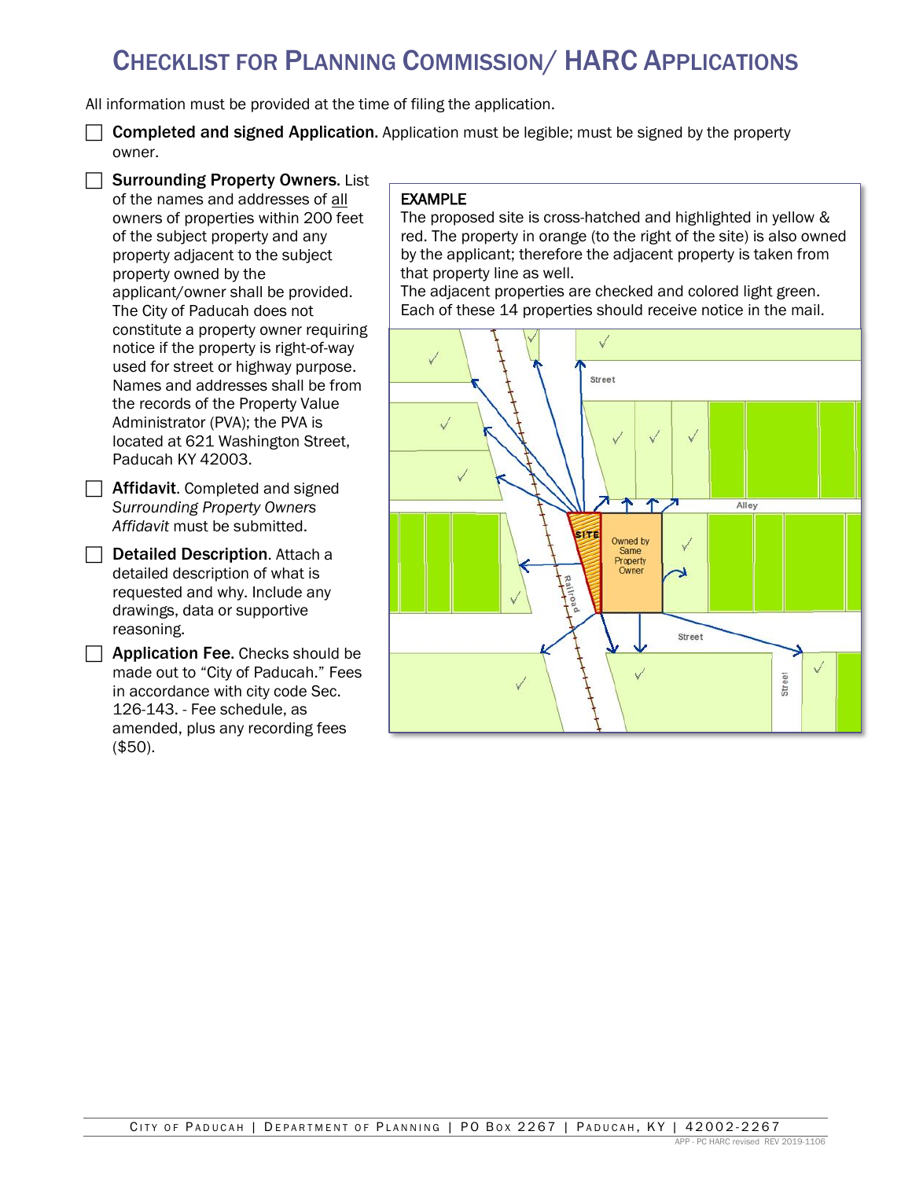# CHECKLIST FOR PLANNING COMMISSION/ HARC APPLICATIONS

All information must be provided at the time of filing the application.

- ☐ **Completed and signed Application.** Application must be legible; must be signed by the property owner.

- ☐ **Surrounding Property Owners**. List of the names and addresses of all owners of properties within 200 feet of the subject property and any property adjacent to the subject property owned by the applicant/owner shall be provided. The City of Paducah does not constitute a property owner requiring notice if the property is right-of-way used for street or highway purpose. Names and addresses shall be from the records of the Property Value Administrator (PVA); the PVA is located at 621 Washington Street, Paducah KY 42003.

- ☐ **Affidavit**. Completed and signed *Surrounding Property Owners Affidavit* must be submitted.

- ☐ **Detailed Description**. Attach a detailed description of what is requested and why. Include any drawings, data or supportive reasoning.

- ☐ **Application Fee.** Checks should be made out to "City of Paducah." Fees in accordance with city code Sec. 126-143. - Fee schedule, as amended, plus any recording fees ($50).

EXAMPLE

The proposed site is cross-hatched and highlighted in yellow & red. The property in orange (to the right of the site) is also owned by the applicant; therefore the adjacent property is taken from that property line as well.

The adjacent properties are checked and colored light green. Each of these 14 properties should receive notice in the mail.

Street | Alley | SITE | Owned by Same Property Owner | Railroad | Street | Street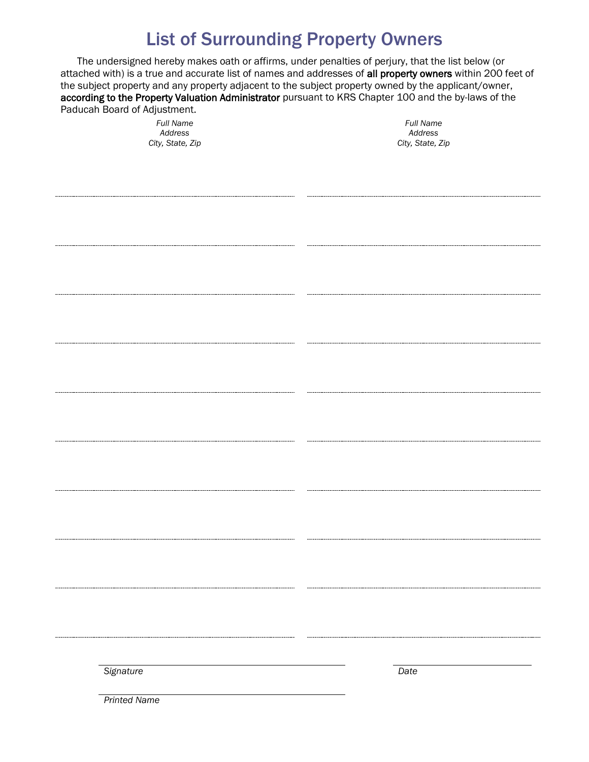# List of Surrounding Property Owners

The undersigned hereby makes oath or affirms, under penalties of perjury, that the list below (or attached with) is a true and accurate list of names and addresses of **all property owners** within 200 feet of the subject property and any property adjacent to the subject property owned by the applicant/owner, **according to the Property Valuation Administrator** pursuant to KRS Chapter 100 and the by-laws of the Paducah Board of Adjustment.

| *Full Name*<br>*Address*<br>*City, State, Zip* | *Full Name*<br>*Address*<br>*City, State, Zip* |
|---|---|
| | |
| | |
| | |
| | |
| | |
| | |
| | |
| | |
| | |

_______________________________ _______________
*Signature* *Date*

_______________________________
*Printed Name*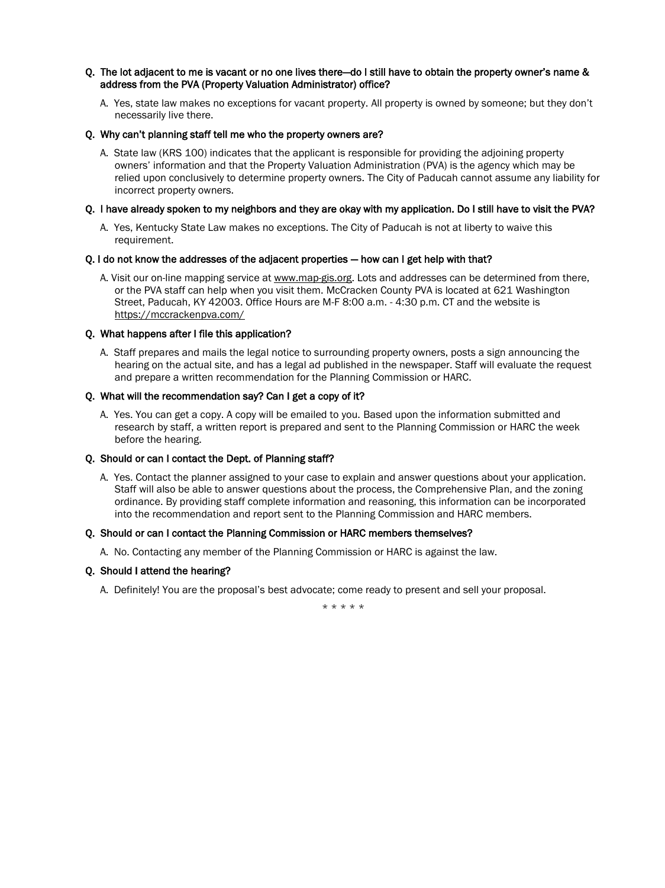**Q. The lot adjacent to me is vacant or no one lives there—do I still have to obtain the property owner's name & address from the PVA (Property Valuation Administrator) office?**

A. Yes, state law makes no exceptions for vacant property. All property is owned by someone; but they don't necessarily live there.

**Q. Why can't planning staff tell me who the property owners are?**

A. State law (KRS 100) indicates that the applicant is responsible for providing the adjoining property owners' information and that the Property Valuation Administration (PVA) is the agency which may be relied upon conclusively to determine property owners. The City of Paducah cannot assume any liability for incorrect property owners.

**Q. I have already spoken to my neighbors and they are okay with my application. Do I still have to visit the PVA?**

A. Yes, Kentucky State Law makes no exceptions. The City of Paducah is not at liberty to waive this requirement.

**Q. I do not know the addresses of the adjacent properties — how can I get help with that?**

A. Visit our on-line mapping service at www.map-gis.org. Lots and addresses can be determined from there, or the PVA staff can help when you visit them. McCracken County PVA is located at 621 Washington Street, Paducah, KY 42003. Office Hours are M-F 8:00 a.m. - 4:30 p.m. CT and the website is https://mccrackenpva.com/

**Q. What happens after I file this application?**

A. Staff prepares and mails the legal notice to surrounding property owners, posts a sign announcing the hearing on the actual site, and has a legal ad published in the newspaper. Staff will evaluate the request and prepare a written recommendation for the Planning Commission or HARC.

**Q. What will the recommendation say? Can I get a copy of it?**

A. Yes. You can get a copy. A copy will be emailed to you. Based upon the information submitted and research by staff, a written report is prepared and sent to the Planning Commission or HARC the week before the hearing.

**Q. Should or can I contact the Dept. of Planning staff?**

A. Yes. Contact the planner assigned to your case to explain and answer questions about your application. Staff will also be able to answer questions about the process, the Comprehensive Plan, and the zoning ordinance. By providing staff complete information and reasoning, this information can be incorporated into the recommendation and report sent to the Planning Commission and HARC members.

**Q. Should or can I contact the Planning Commission or HARC members themselves?**

A. No. Contacting any member of the Planning Commission or HARC is against the law.

**Q. Should I attend the hearing?**

A. Definitely! You are the proposal's best advocate; come ready to present and sell your proposal.

\* \* \* \* \*